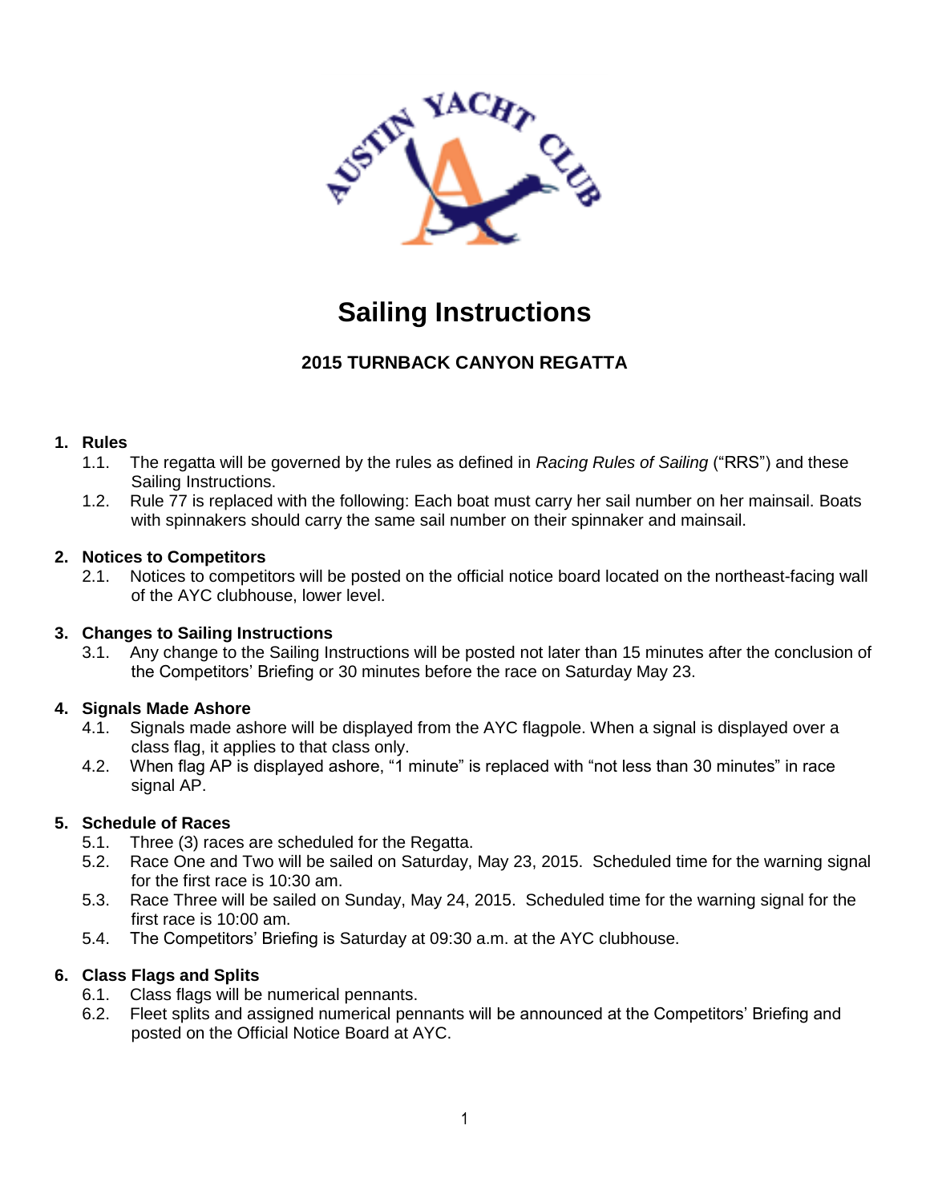# Sailing Instructions

## 2015 TURNBACK CANYON REGATTA

### 1. Rules

1.1. The regatta will be governed by the rules as defined in *Racing Rules of Sailing* ("RRS") and these Sailing Instructions.

1.2. Rule 77 is replaced with the following: Each boat must carry her sail number on her mainsail. Boats with spinnakers should carry the same sail number on their spinnaker and mainsail.

### 2. Notices to Competitors

2.1. Notices to competitors will be posted on the official notice board located on the northeast-facing wall of the AYC clubhouse, lower level.

### 3. Changes to Sailing Instructions

3.1. Any change to the Sailing Instructions will be posted not later than 15 minutes after the conclusion of the Competitors' Briefing or 30 minutes before the race on Saturday May 23.

### 4. Signals Made Ashore

4.1. Signals made ashore will be displayed from the AYC flagpole. When a signal is displayed over a class flag, it applies to that class only.

4.2. When flag AP is displayed ashore, "1 minute" is replaced with "not less than 30 minutes" in race signal AP.

### 5. Schedule of Races

5.1. Three (3) races are scheduled for the Regatta.

5.2. Race One and Two will be sailed on Saturday, May 23, 2015. Scheduled time for the warning signal for the first race is 10:30 am.

5.3. Race Three will be sailed on Sunday, May 24, 2015. Scheduled time for the warning signal for the first race is 10:00 am.

5.4. The Competitors' Briefing is Saturday at 09:30 a.m. at the AYC clubhouse.

### 6. Class Flags and Splits

6.1. Class flags will be numerical pennants.

6.2. Fleet splits and assigned numerical pennants will be announced at the Competitors' Briefing and posted on the Official Notice Board at AYC.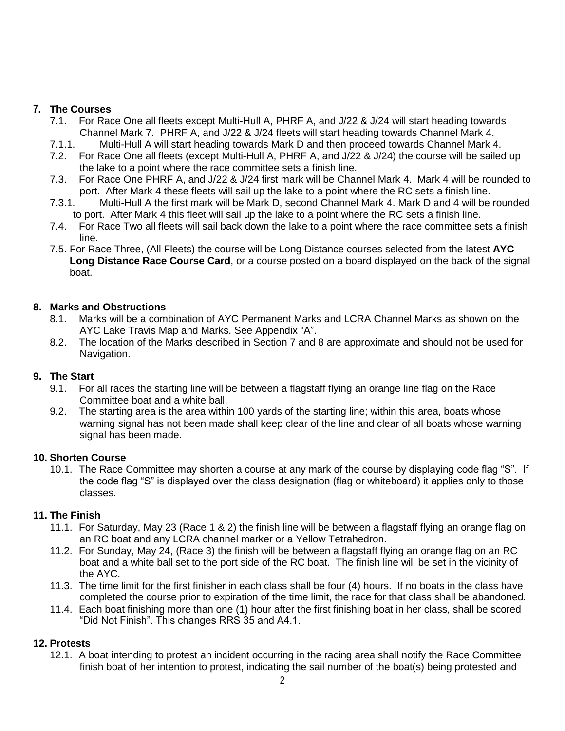## 7. The Courses

7.1. For Race One all fleets except Multi-Hull A, PHRF A, and J/22 & J/24 will start heading towards Channel Mark 7. PHRF A, and J/22 & J/24 fleets will start heading towards Channel Mark 4.

7.1.1. Multi-Hull A will start heading towards Mark D and then proceed towards Channel Mark 4.

7.2. For Race One all fleets (except Multi-Hull A, PHRF A, and J/22 & J/24) the course will be sailed up the lake to a point where the race committee sets a finish line.

7.3. For Race One PHRF A, and J/22 & J/24 first mark will be Channel Mark 4. Mark 4 will be rounded to port. After Mark 4 these fleets will sail up the lake to a point where the RC sets a finish line.

7.3.1. Multi-Hull A the first mark will be Mark D, second Channel Mark 4. Mark D and 4 will be rounded to port. After Mark 4 this fleet will sail up the lake to a point where the RC sets a finish line.

7.4. For Race Two all fleets will sail back down the lake to a point where the race committee sets a finish line.

7.5. For Race Three, (All Fleets) the course will be Long Distance courses selected from the latest **AYC Long Distance Race Course Card**, or a course posted on a board displayed on the back of the signal boat.

## 8. Marks and Obstructions

8.1. Marks will be a combination of AYC Permanent Marks and LCRA Channel Marks as shown on the AYC Lake Travis Map and Marks. See Appendix "A".

8.2. The location of the Marks described in Section 7 and 8 are approximate and should not be used for Navigation.

## 9. The Start

9.1. For all races the starting line will be between a flagstaff flying an orange line flag on the Race Committee boat and a white ball.

9.2. The starting area is the area within 100 yards of the starting line; within this area, boats whose warning signal has not been made shall keep clear of the line and clear of all boats whose warning signal has been made.

## 10. Shorten Course

10.1. The Race Committee may shorten a course at any mark of the course by displaying code flag "S". If the code flag "S" is displayed over the class designation (flag or whiteboard) it applies only to those classes.

## 11. The Finish

11.1. For Saturday, May 23 (Race 1 & 2) the finish line will be between a flagstaff flying an orange flag on an RC boat and any LCRA channel marker or a Yellow Tetrahedron.

11.2. For Sunday, May 24, (Race 3) the finish will be between a flagstaff flying an orange flag on an RC boat and a white ball set to the port side of the RC boat. The finish line will be set in the vicinity of the AYC.

11.3. The time limit for the first finisher in each class shall be four (4) hours. If no boats in the class have completed the course prior to expiration of the time limit, the race for that class shall be abandoned.

11.4. Each boat finishing more than one (1) hour after the first finishing boat in her class, shall be scored "Did Not Finish". This changes RRS 35 and A4.1.

## 12. Protests

12.1. A boat intending to protest an incident occurring in the racing area shall notify the Race Committee finish boat of her intention to protest, indicating the sail number of the boat(s) being protested and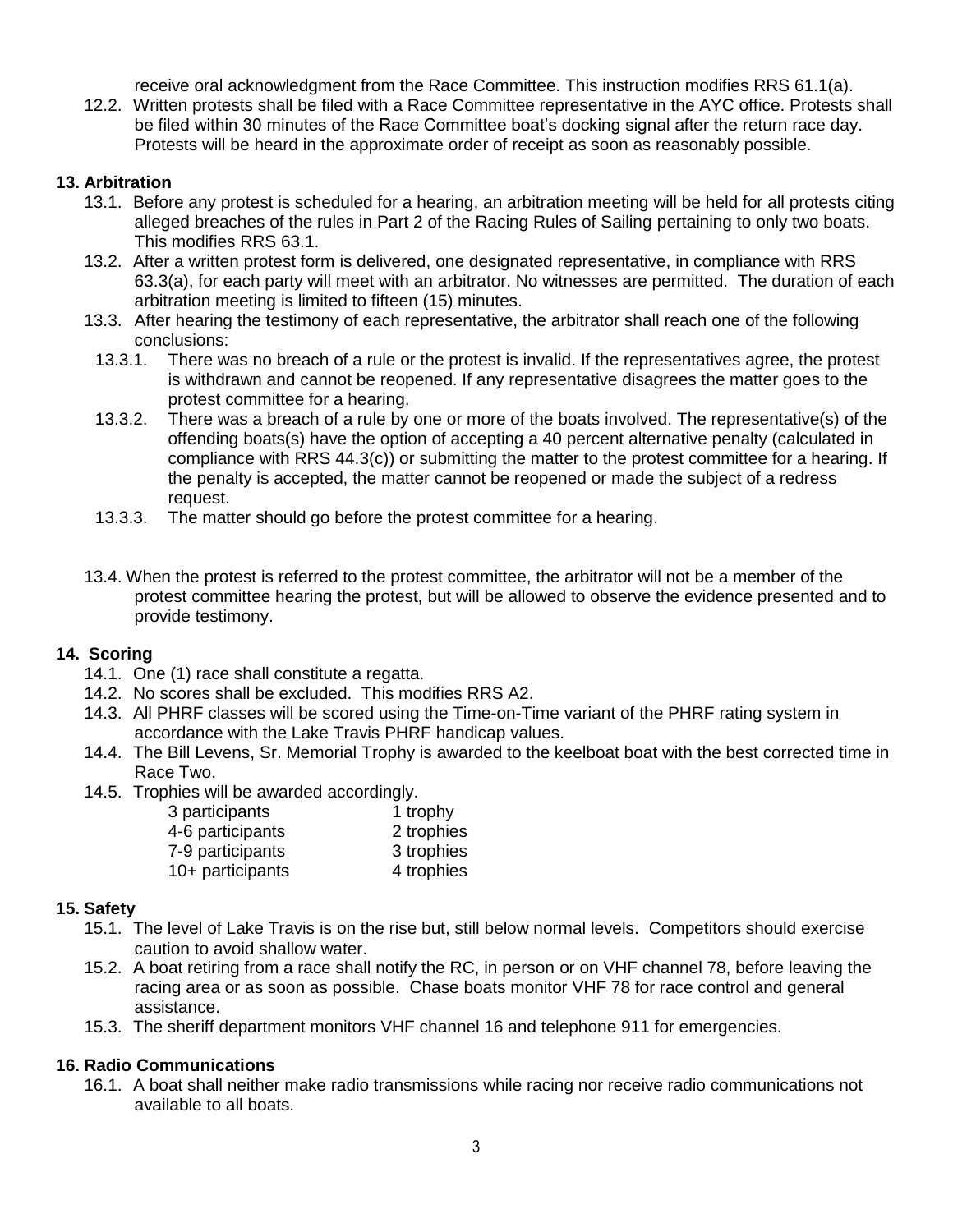receive oral acknowledgment from the Race Committee. This instruction modifies RRS 61.1(a).

12.2. Written protests shall be filed with a Race Committee representative in the AYC office. Protests shall be filed within 30 minutes of the Race Committee boat's docking signal after the return race day. Protests will be heard in the approximate order of receipt as soon as reasonably possible.

**13. Arbitration**

13.1. Before any protest is scheduled for a hearing, an arbitration meeting will be held for all protests citing alleged breaches of the rules in Part 2 of the Racing Rules of Sailing pertaining to only two boats. This modifies RRS 63.1.

13.2. After a written protest form is delivered, one designated representative, in compliance with RRS 63.3(a), for each party will meet with an arbitrator. No witnesses are permitted. The duration of each arbitration meeting is limited to fifteen (15) minutes.

13.3. After hearing the testimony of each representative, the arbitrator shall reach one of the following conclusions:

13.3.1. There was no breach of a rule or the protest is invalid. If the representatives agree, the protest is withdrawn and cannot be reopened. If any representative disagrees the matter goes to the protest committee for a hearing.

13.3.2. There was a breach of a rule by one or more of the boats involved. The representative(s) of the offending boats(s) have the option of accepting a 40 percent alternative penalty (calculated in compliance with RRS 44.3(c)) or submitting the matter to the protest committee for a hearing. If the penalty is accepted, the matter cannot be reopened or made the subject of a redress request.

13.3.3. The matter should go before the protest committee for a hearing.

13.4. When the protest is referred to the protest committee, the arbitrator will not be a member of the protest committee hearing the protest, but will be allowed to observe the evidence presented and to provide testimony.

**14. Scoring**

14.1. One (1) race shall constitute a regatta.

14.2. No scores shall be excluded. This modifies RRS A2.

14.3. All PHRF classes will be scored using the Time-on-Time variant of the PHRF rating system in accordance with the Lake Travis PHRF handicap values.

14.4. The Bill Levens, Sr. Memorial Trophy is awarded to the keelboat boat with the best corrected time in Race Two.

14.5. Trophies will be awarded accordingly.

| | |
|---|---|
| 3 participants | 1 trophy |
| 4-6 participants | 2 trophies |
| 7-9 participants | 3 trophies |
| 10+ participants | 4 trophies |

**15. Safety**

15.1. The level of Lake Travis is on the rise but, still below normal levels. Competitors should exercise caution to avoid shallow water.

15.2. A boat retiring from a race shall notify the RC, in person or on VHF channel 78, before leaving the racing area or as soon as possible. Chase boats monitor VHF 78 for race control and general assistance.

15.3. The sheriff department monitors VHF channel 16 and telephone 911 for emergencies.

**16. Radio Communications**

16.1. A boat shall neither make radio transmissions while racing nor receive radio communications not available to all boats.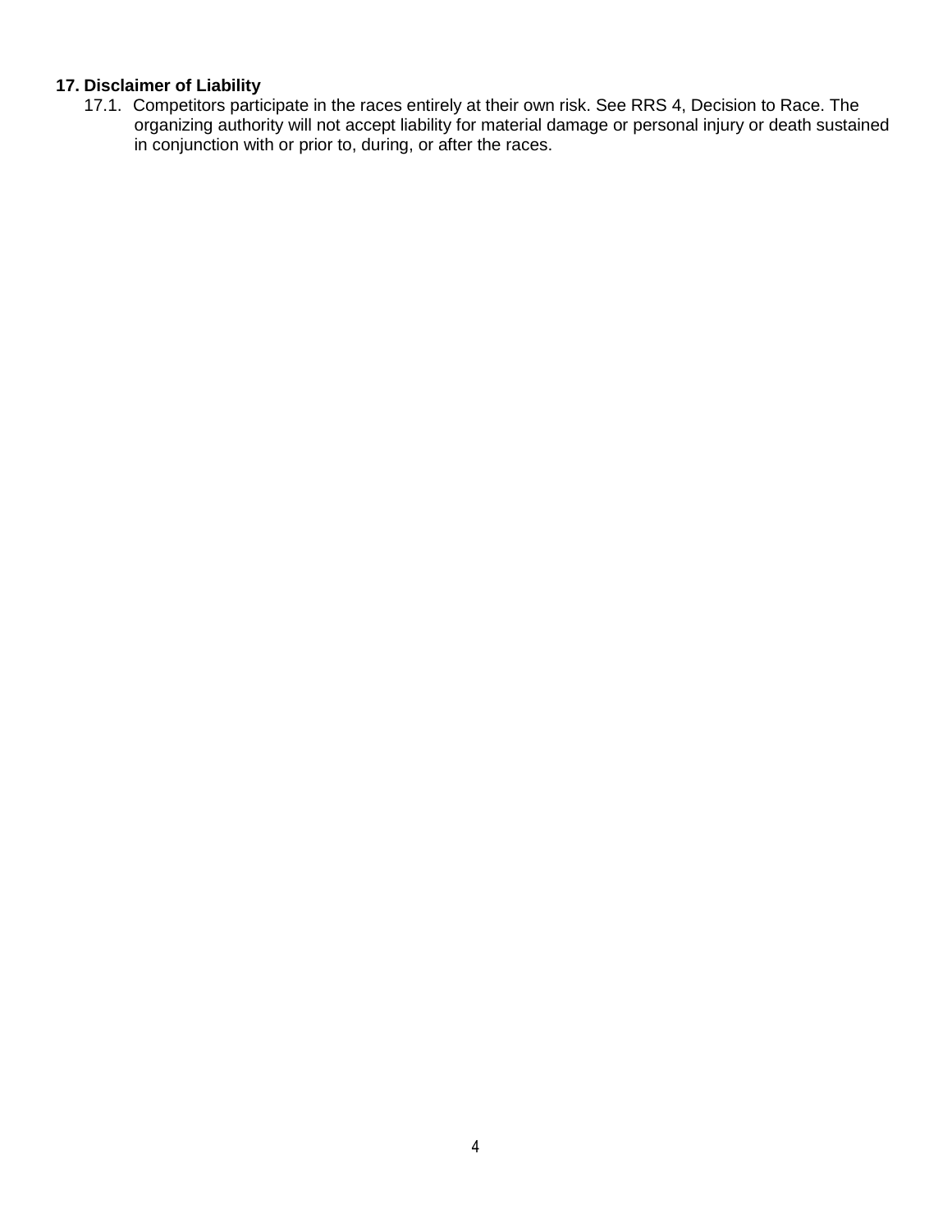**17. Disclaimer of Liability**

17.1. Competitors participate in the races entirely at their own risk. See RRS 4, Decision to Race. The organizing authority will not accept liability for material damage or personal injury or death sustained in conjunction with or prior to, during, or after the races.